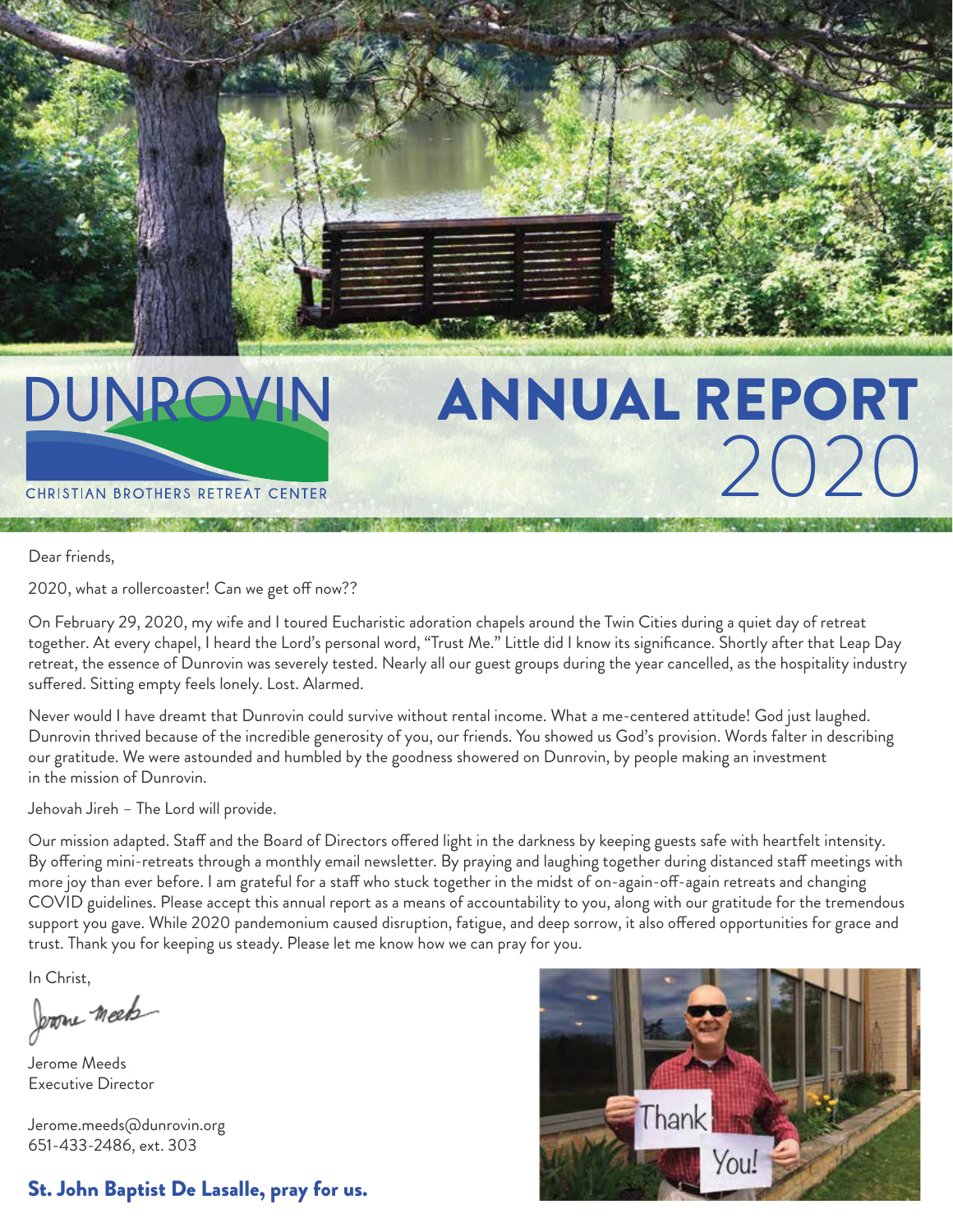# DUNROVIN

CHRISTIAN BROTHERS RETREAT CENTER

# ANNUAL REPORT 2020

Dear friends,

2020, what a rollercoaster! Can we get off now??

On February 29, 2020, my wife and I toured Eucharistic adoration chapels around the Twin Cities during a quiet day of retreat together. At every chapel, I heard the Lord's personal word, "Trust Me." Little did I know its significance. Shortly after that Leap Day retreat, the essence of Dunrovin was severely tested. Nearly all our guest groups during the year cancelled, as the hospitality industry suffered. Sitting empty feels lonely. Lost. Alarmed.

Never would I have dreamt that Dunrovin could survive without rental income. What a me-centered attitude! God just laughed. Dunrovin thrived because of the incredible generosity of you, our friends. You showed us God's provision. Words falter in describing our gratitude. We were astounded and humbled by the goodness showered on Dunrovin, by people making an investment in the mission of Dunrovin.

Jehovah Jireh – The Lord will provide.

Our mission adapted. Staff and the Board of Directors offered light in the darkness by keeping guests safe with heartfelt intensity. By offering mini-retreats through a monthly email newsletter. By praying and laughing together during distanced staff meetings with more joy than ever before. I am grateful for a staff who stuck together in the midst of on-again-off-again retreats and changing COVID guidelines. Please accept this annual report as a means of accountability to you, along with our gratitude for the tremendous support you gave. While 2020 pandemonium caused disruption, fatigue, and deep sorrow, it also offered opportunities for grace and trust. Thank you for keeping us steady. Please let me know how we can pray for you.

In Christ,

Jerome Meeds
Executive Director

Jerome.meeds@dunrovin.org
651-433-2486, ext. 303

**St. John Baptist De Lasalle, pray for us.**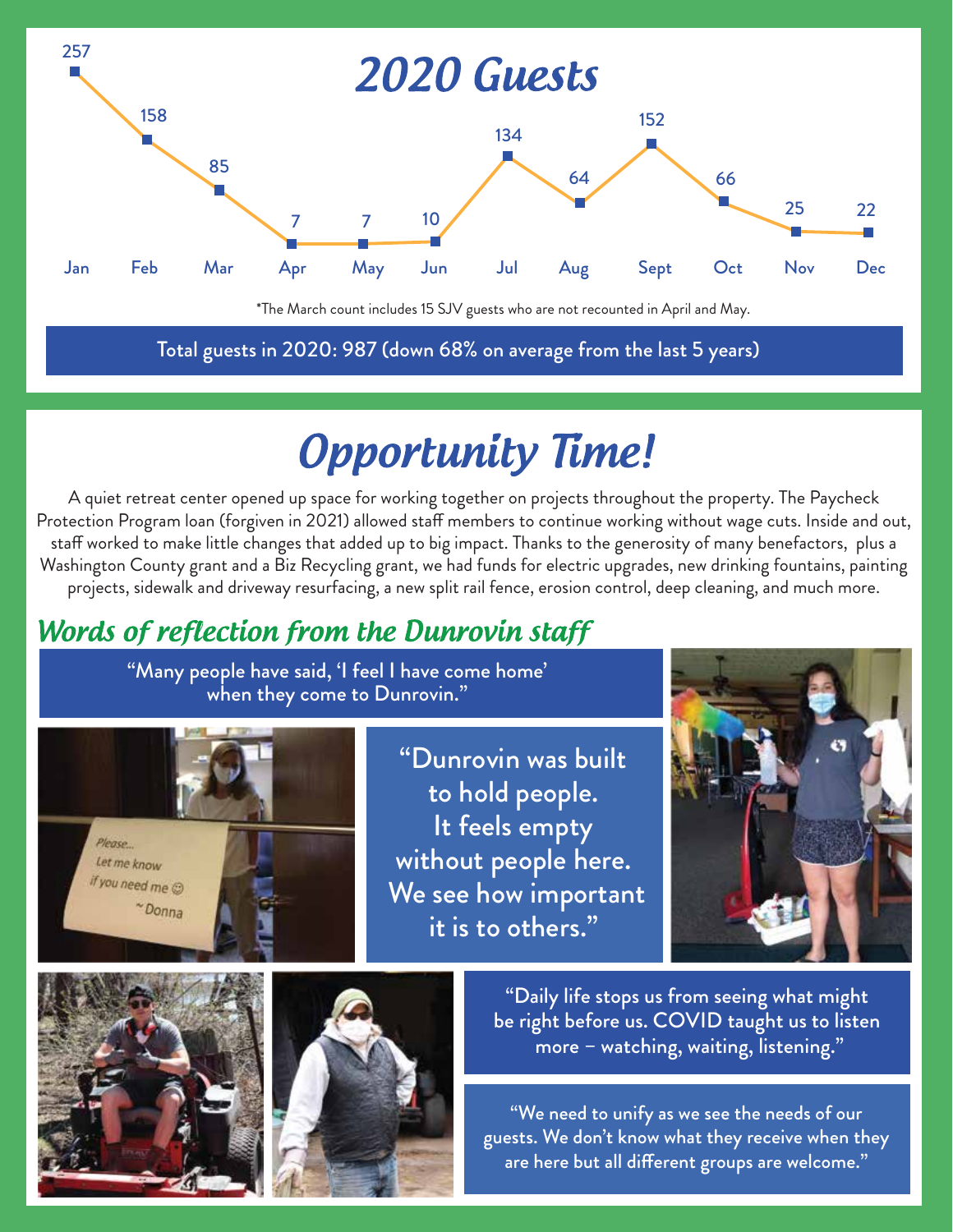# 2020 Guests

| Jan | Feb | Mar | Apr | May | Jun | Jul | Aug | Sept | Oct | Nov | Dec |
|---|---|---|---|---|---|---|---|---|---|---|---|
| 257 | 158 | 85 | 7 | 7 | 10 | 134 | 64 | 152 | 66 | 25 | 22 |

*The March count includes 15 SJV guests who are not recounted in April and May.

**Total guests in 2020: 987 (down 68% on average from the last 5 years)**

# Opportunity Time!

A quiet retreat center opened up space for working together on projects throughout the property. The Paycheck Protection Program loan (forgiven in 2021) allowed staff members to continue working without wage cuts. Inside and out, staff worked to make little changes that added up to big impact. Thanks to the generosity of many benefactors, plus a Washington County grant and a Biz Recycling grant, we had funds for electric upgrades, new drinking fountains, painting projects, sidewalk and driveway resurfacing, a new split rail fence, erosion control, deep cleaning, and much more.

## Words of reflection from the Dunrovin staff

"Many people have said, 'I feel I have come home' when they come to Dunrovin."

"Dunrovin was built to hold people. It feels empty without people here. We see how important it is to others."

"Daily life stops us from seeing what might be right before us. COVID taught us to listen more – watching, waiting, listening."

"We need to unify as we see the needs of our guests. We don't know what they receive when they are here but all different groups are welcome."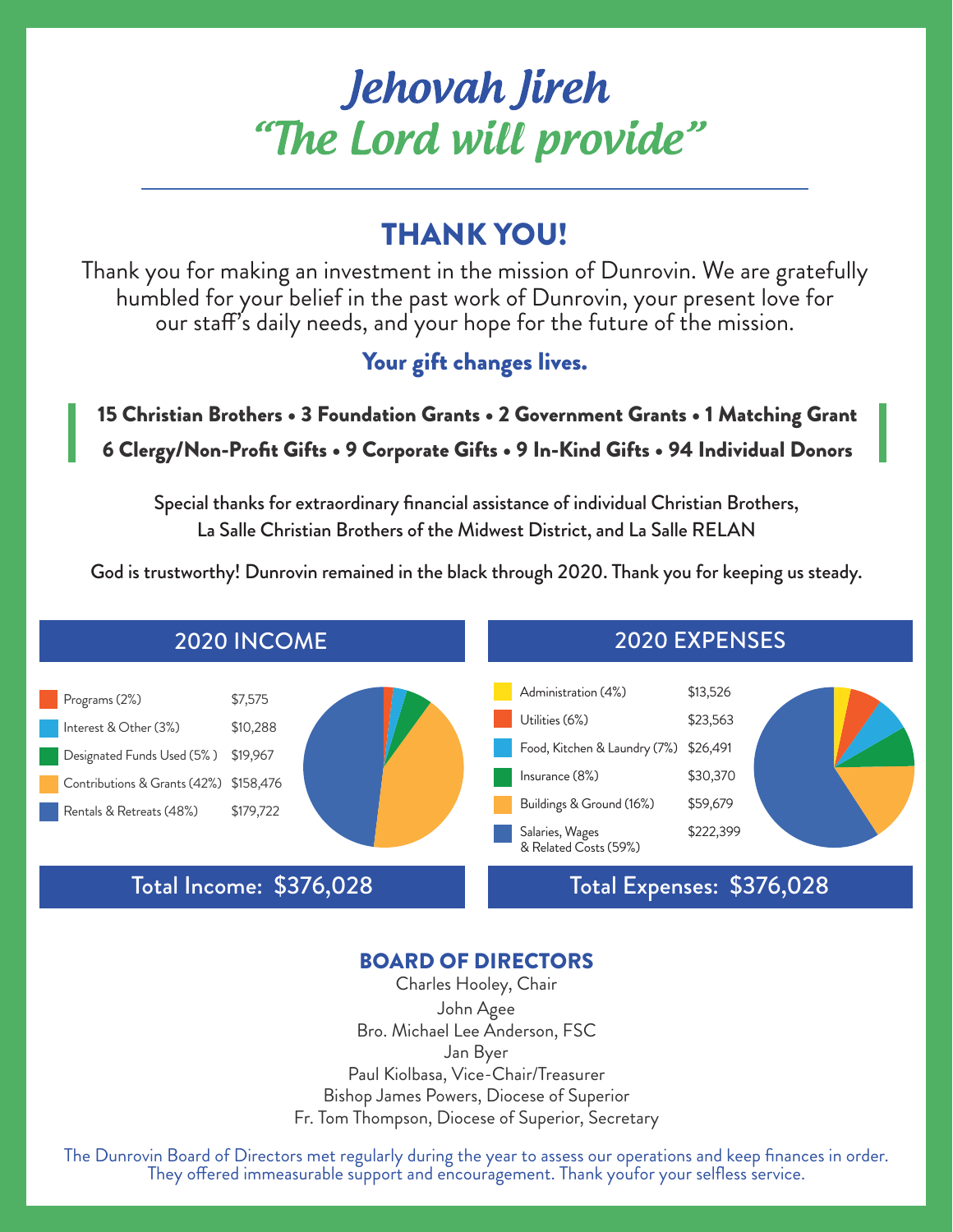# Jehovah Jireh
# "The Lord will provide"

## THANK YOU!

Thank you for making an investment in the mission of Dunrovin. We are gratefully humbled for your belief in the past work of Dunrovin, your present love for our staff's daily needs, and your hope for the future of the mission.

**Your gift changes lives.**

**15 Christian Brothers • 3 Foundation Grants • 2 Government Grants • 1 Matching Grant**
**6 Clergy/Non-Profit Gifts • 9 Corporate Gifts • 9 In-Kind Gifts • 94 Individual Donors**

Special thanks for extraordinary financial assistance of individual Christian Brothers, La Salle Christian Brothers of the Midwest District, and La Salle RELAN

God is trustworthy! Dunrovin remained in the black through 2020. Thank you for keeping us steady.

## 2020 INCOME

| Category | Amount |
|---|---|
| Programs (2%) | $7,575 |
| Interest & Other (3%) | $10,288 |
| Designated Funds Used (5% ) | $19,967 |
| Contributions & Grants (42%) | $158,476 |
| Rentals & Retreats (48%) | $179,722 |

Total Income: $376,028

## 2020 EXPENSES

| Category | Amount |
|---|---|
| Administration (4%) | $13,526 |
| Utilities (6%) | $23,563 |
| Food, Kitchen & Laundry (7%) | $26,491 |
| Insurance (8%) | $30,370 |
| Buildings & Ground (16%) | $59,679 |
| Salaries, Wages & Related Costs (59%) | $222,399 |

Total Expenses: $376,028

## BOARD OF DIRECTORS

Charles Hooley, Chair
John Agee
Bro. Michael Lee Anderson, FSC
Jan Byer
Paul Kiolbasa, Vice-Chair/Treasurer
Bishop James Powers, Diocese of Superior
Fr. Tom Thompson, Diocese of Superior, Secretary

The Dunrovin Board of Directors met regularly during the year to assess our operations and keep finances in order. They offered immeasurable support and encouragement. Thank youfor your selfless service.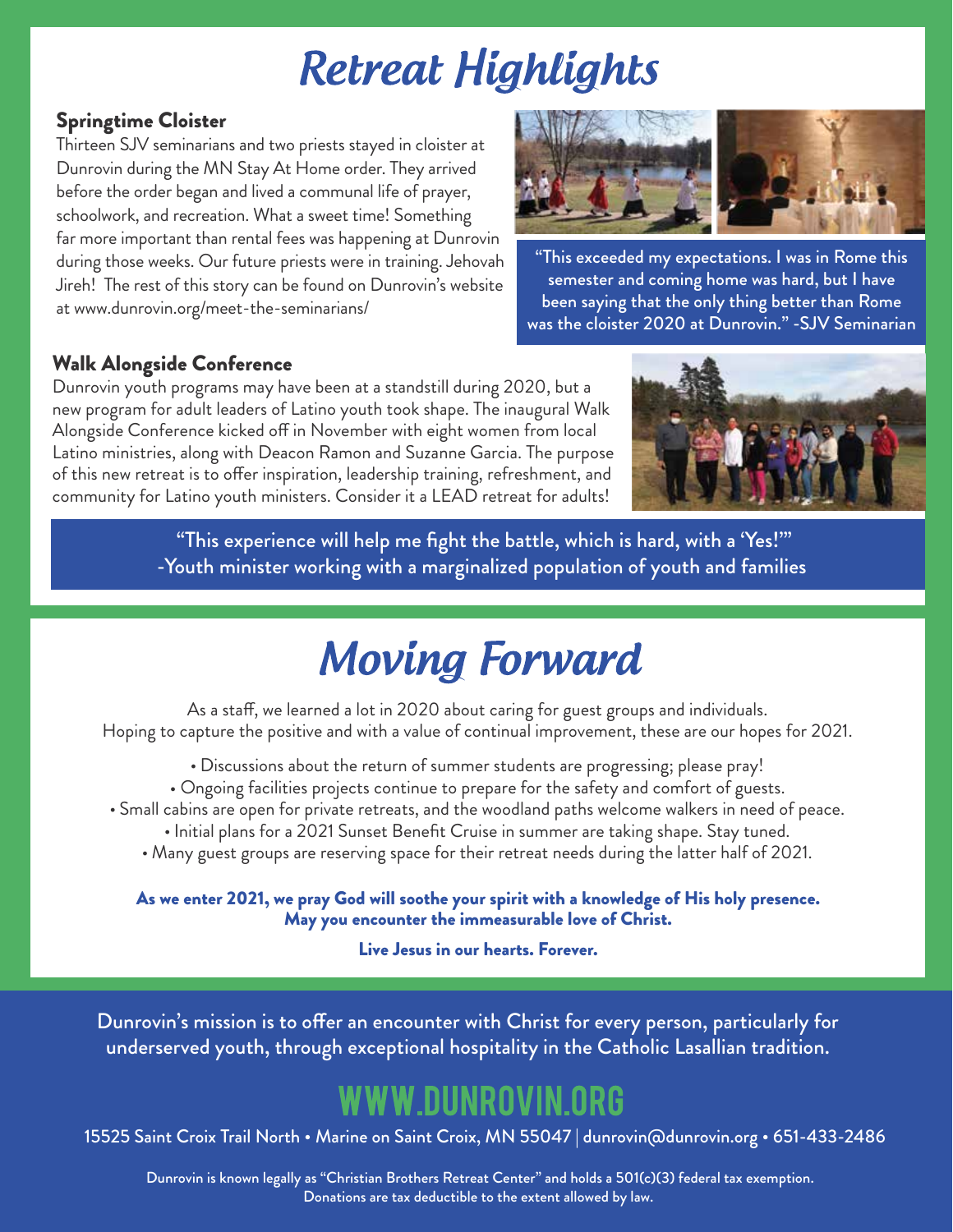# Retreat Highlights

### Springtime Cloister

Thirteen SJV seminarians and two priests stayed in cloister at Dunrovin during the MN Stay At Home order. They arrived before the order began and lived a communal life of prayer, schoolwork, and recreation. What a sweet time! Something far more important than rental fees was happening at Dunrovin during those weeks. Our future priests were in training. Jehovah Jireh! The rest of this story can be found on Dunrovin's website at www.dunrovin.org/meet-the-seminarians/

"This exceeded my expectations. I was in Rome this semester and coming home was hard, but I have been saying that the only thing better than Rome was the cloister 2020 at Dunrovin." -SJV Seminarian

### Walk Alongside Conference

Dunrovin youth programs may have been at a standstill during 2020, but a new program for adult leaders of Latino youth took shape. The inaugural Walk Alongside Conference kicked off in November with eight women from local Latino ministries, along with Deacon Ramon and Suzanne Garcia. The purpose of this new retreat is to offer inspiration, leadership training, refreshment, and community for Latino youth ministers. Consider it a LEAD retreat for adults!

"This experience will help me fight the battle, which is hard, with a 'Yes!'"
-Youth minister working with a marginalized population of youth and families

# Moving Forward

As a staff, we learned a lot in 2020 about caring for guest groups and individuals. Hoping to capture the positive and with a value of continual improvement, these are our hopes for 2021.

- Discussions about the return of summer students are progressing; please pray!
- Ongoing facilities projects continue to prepare for the safety and comfort of guests.
- Small cabins are open for private retreats, and the woodland paths welcome walkers in need of peace.
- Initial plans for a 2021 Sunset Benefit Cruise in summer are taking shape. Stay tuned.
- Many guest groups are reserving space for their retreat needs during the latter half of 2021.

**As we enter 2021, we pray God will soothe your spirit with a knowledge of His holy presence. May you encounter the immeasurable love of Christ.**

**Live Jesus in our hearts. Forever.**

Dunrovin's mission is to offer an encounter with Christ for every person, particularly for underserved youth, through exceptional hospitality in the Catholic Lasallian tradition.

## WWW.DUNROVIN.ORG

15525 Saint Croix Trail North • Marine on Saint Croix, MN 55047 | dunrovin@dunrovin.org • 651-433-2486

Dunrovin is known legally as "Christian Brothers Retreat Center" and holds a 501(c)(3) federal tax exemption. Donations are tax deductible to the extent allowed by law.